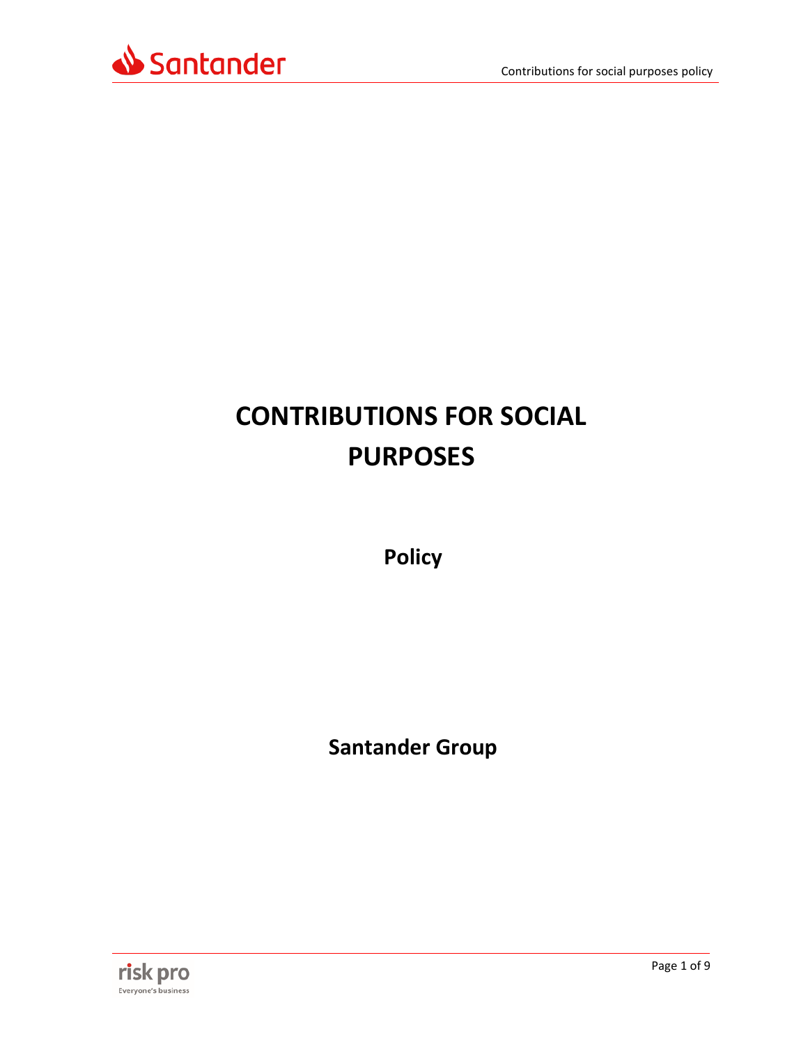# CONTRIBUTIONS FOR SOCIAL PURPOSES

## Policy

## Santander Group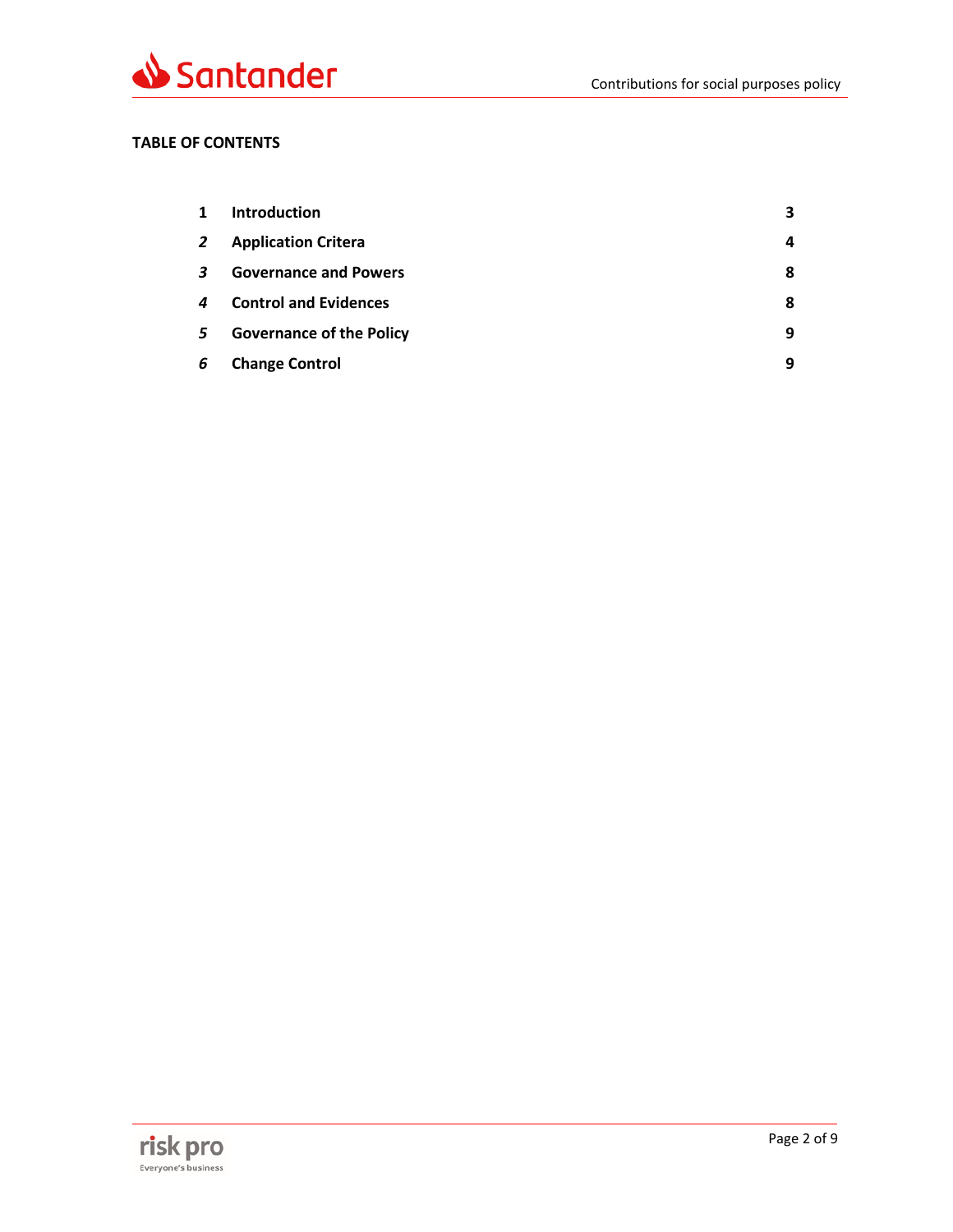**TABLE OF CONTENTS**

| | | |
|---|---|---|
| 1 | **Introduction** | 3 |
| *2* | **Application Critera** | 4 |
| *3* | **Governance and Powers** | 8 |
| *4* | **Control and Evidences** | 8 |
| *5* | **Governance of the Policy** | 9 |
| *6* | **Change Control** | 9 |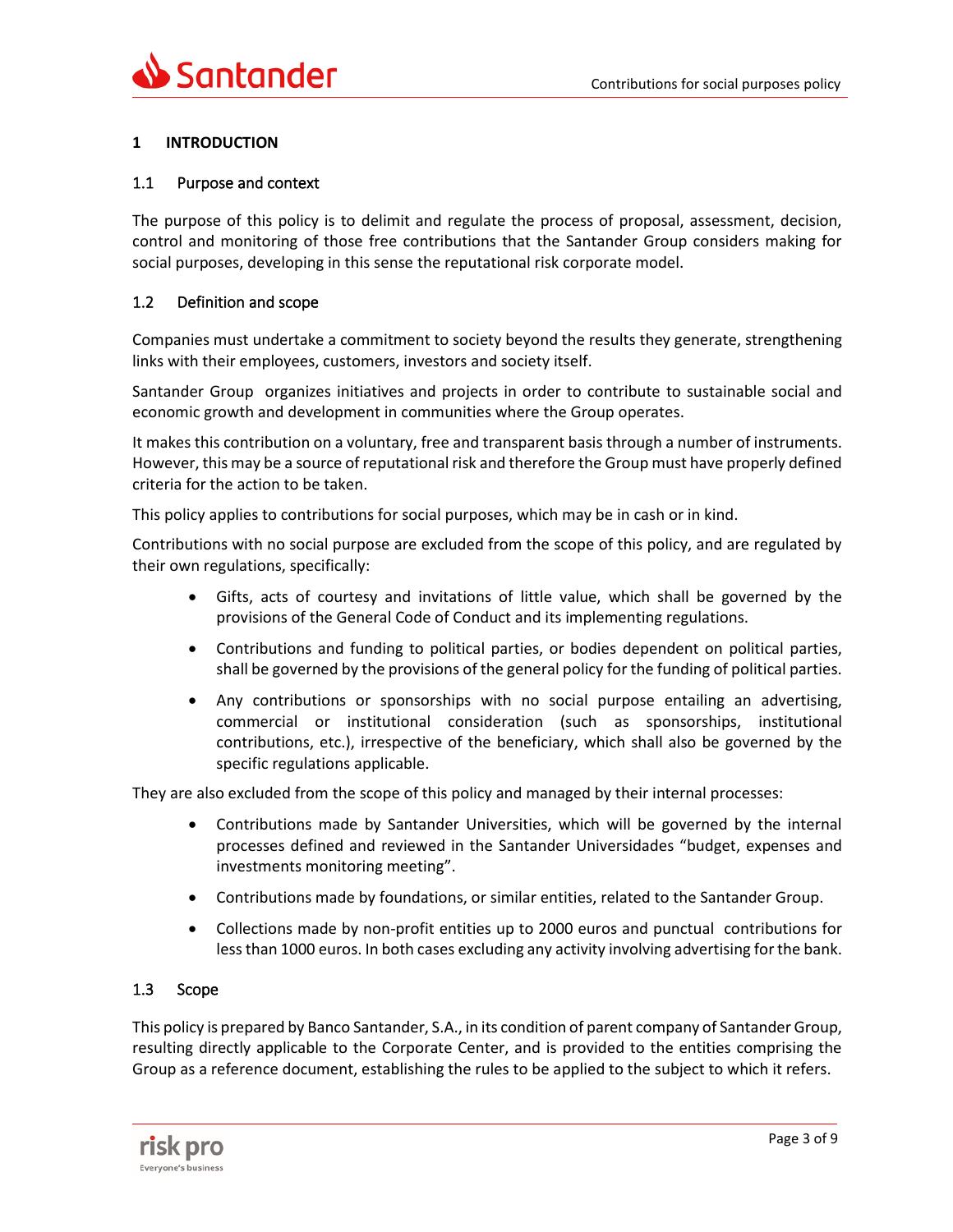## 1 INTRODUCTION

### 1.1 Purpose and context

The purpose of this policy is to delimit and regulate the process of proposal, assessment, decision, control and monitoring of those free contributions that the Santander Group considers making for social purposes, developing in this sense the reputational risk corporate model.

### 1.2 Definition and scope

Companies must undertake a commitment to society beyond the results they generate, strengthening links with their employees, customers, investors and society itself.

Santander Group organizes initiatives and projects in order to contribute to sustainable social and economic growth and development in communities where the Group operates.

It makes this contribution on a voluntary, free and transparent basis through a number of instruments. However, this may be a source of reputational risk and therefore the Group must have properly defined criteria for the action to be taken.

This policy applies to contributions for social purposes, which may be in cash or in kind.

Contributions with no social purpose are excluded from the scope of this policy, and are regulated by their own regulations, specifically:

- Gifts, acts of courtesy and invitations of little value, which shall be governed by the provisions of the General Code of Conduct and its implementing regulations.
- Contributions and funding to political parties, or bodies dependent on political parties, shall be governed by the provisions of the general policy for the funding of political parties.
- Any contributions or sponsorships with no social purpose entailing an advertising, commercial or institutional consideration (such as sponsorships, institutional contributions, etc.), irrespective of the beneficiary, which shall also be governed by the specific regulations applicable.

They are also excluded from the scope of this policy and managed by their internal processes:

- Contributions made by Santander Universities, which will be governed by the internal processes defined and reviewed in the Santander Universidades "budget, expenses and investments monitoring meeting".
- Contributions made by foundations, or similar entities, related to the Santander Group.
- Collections made by non-profit entities up to 2000 euros and punctual contributions for less than 1000 euros. In both cases excluding any activity involving advertising for the bank.

### 1.3 Scope

This policy is prepared by Banco Santander, S.A., in its condition of parent company of Santander Group, resulting directly applicable to the Corporate Center, and is provided to the entities comprising the Group as a reference document, establishing the rules to be applied to the subject to which it refers.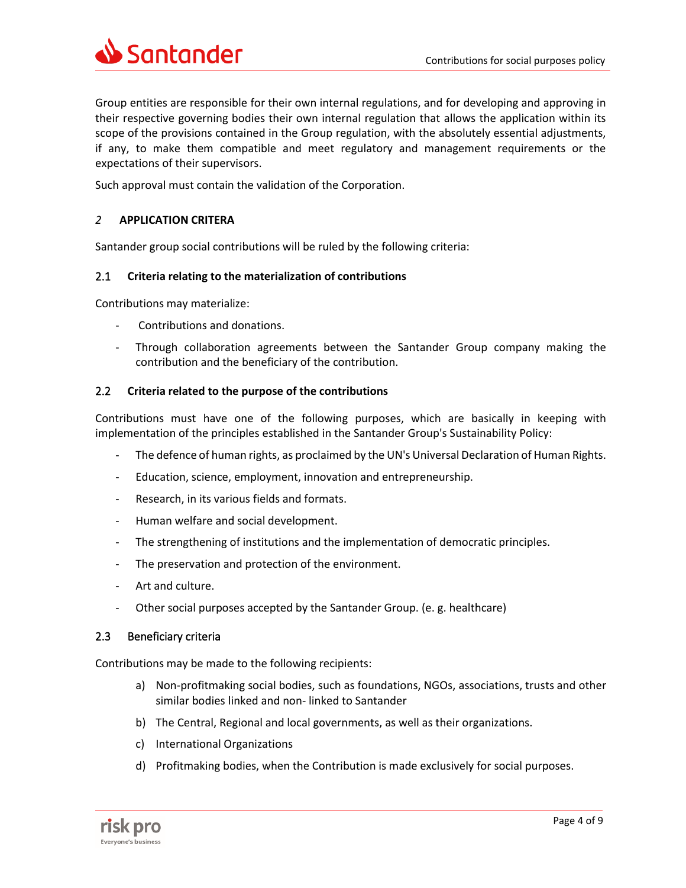Group entities are responsible for their own internal regulations, and for developing and approving in their respective governing bodies their own internal regulation that allows the application within its scope of the provisions contained in the Group regulation, with the absolutely essential adjustments, if any, to make them compatible and meet regulatory and management requirements or the expectations of their supervisors.

Such approval must contain the validation of the Corporation.

## *2* APPLICATION CRITERA

Santander group social contributions will be ruled by the following criteria:

### 2.1 Criteria relating to the materialization of contributions

Contributions may materialize:

- Contributions and donations.
- Through collaboration agreements between the Santander Group company making the contribution and the beneficiary of the contribution.

### 2.2 Criteria related to the purpose of the contributions

Contributions must have one of the following purposes, which are basically in keeping with implementation of the principles established in the Santander Group's Sustainability Policy:

- The defence of human rights, as proclaimed by the UN's Universal Declaration of Human Rights.
- Education, science, employment, innovation and entrepreneurship.
- Research, in its various fields and formats.
- Human welfare and social development.
- The strengthening of institutions and the implementation of democratic principles.
- The preservation and protection of the environment.
- Art and culture.
- Other social purposes accepted by the Santander Group. (e. g. healthcare)

### 2.3 Beneficiary criteria

Contributions may be made to the following recipients:

a) Non-profitmaking social bodies, such as foundations, NGOs, associations, trusts and other similar bodies linked and non- linked to Santander

b) The Central, Regional and local governments, as well as their organizations.

c) International Organizations

d) Profitmaking bodies, when the Contribution is made exclusively for social purposes.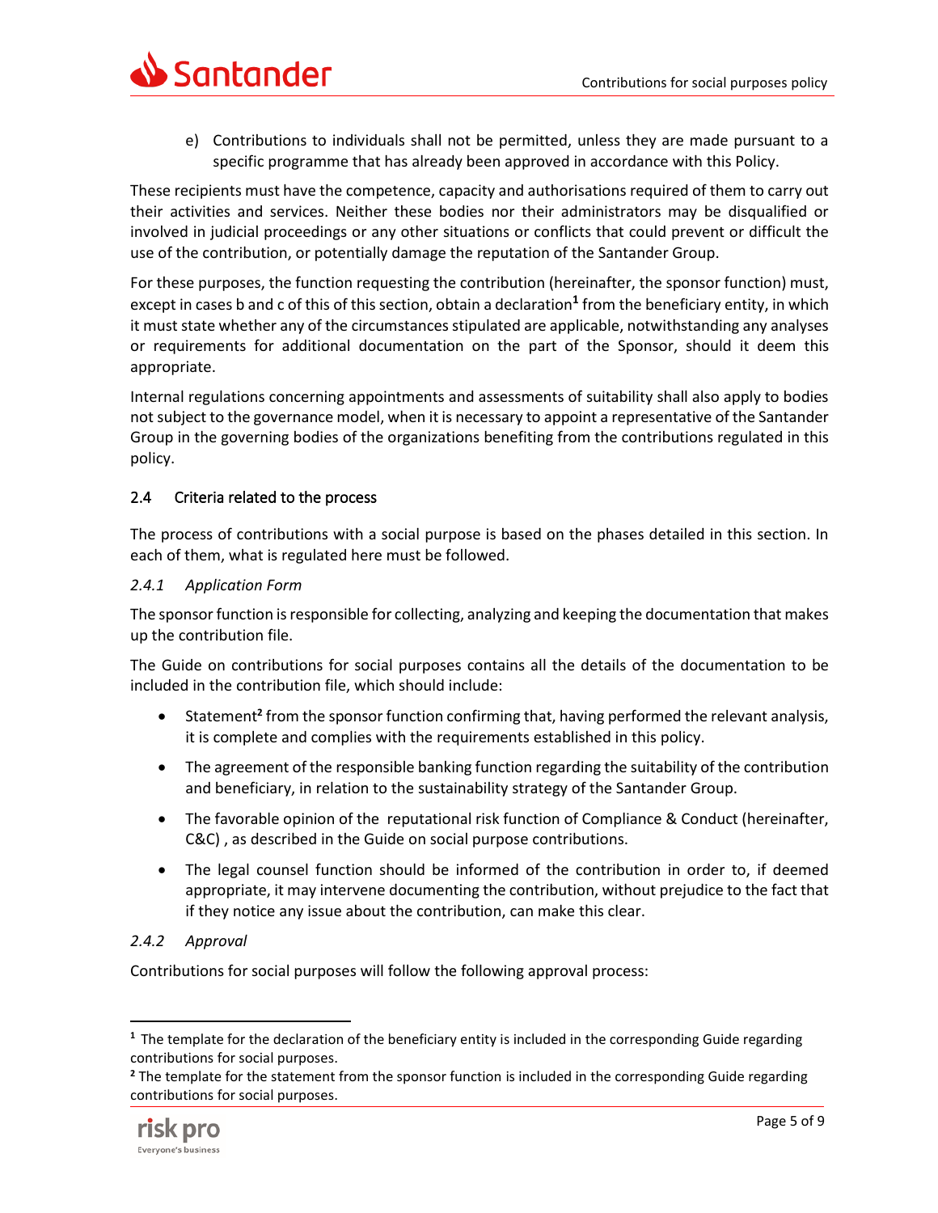e) Contributions to individuals shall not be permitted, unless they are made pursuant to a specific programme that has already been approved in accordance with this Policy.

These recipients must have the competence, capacity and authorisations required of them to carry out their activities and services. Neither these bodies nor their administrators may be disqualified or involved in judicial proceedings or any other situations or conflicts that could prevent or difficult the use of the contribution, or potentially damage the reputation of the Santander Group.

For these purposes, the function requesting the contribution (hereinafter, the sponsor function) must, except in cases b and c of this of this section, obtain a declaration[1] from the beneficiary entity, in which it must state whether any of the circumstances stipulated are applicable, notwithstanding any analyses or requirements for additional documentation on the part of the Sponsor, should it deem this appropriate.

Internal regulations concerning appointments and assessments of suitability shall also apply to bodies not subject to the governance model, when it is necessary to appoint a representative of the Santander Group in the governing bodies of the organizations benefiting from the contributions regulated in this policy.

## 2.4 Criteria related to the process

The process of contributions with a social purpose is based on the phases detailed in this section. In each of them, what is regulated here must be followed.

### *2.4.1 Application Form*

The sponsor function is responsible for collecting, analyzing and keeping the documentation that makes up the contribution file.

The Guide on contributions for social purposes contains all the details of the documentation to be included in the contribution file, which should include:

- Statement[2] from the sponsor function confirming that, having performed the relevant analysis, it is complete and complies with the requirements established in this policy.
- The agreement of the responsible banking function regarding the suitability of the contribution and beneficiary, in relation to the sustainability strategy of the Santander Group.
- The favorable opinion of the reputational risk function of Compliance & Conduct (hereinafter, C&C) , as described in the Guide on social purpose contributions.
- The legal counsel function should be informed of the contribution in order to, if deemed appropriate, it may intervene documenting the contribution, without prejudice to the fact that if they notice any issue about the contribution, can make this clear.

### *2.4.2 Approval*

Contributions for social purposes will follow the following approval process:

---

[1] The template for the declaration of the beneficiary entity is included in the corresponding Guide regarding contributions for social purposes.

[2] The template for the statement from the sponsor function is included in the corresponding Guide regarding contributions for social purposes.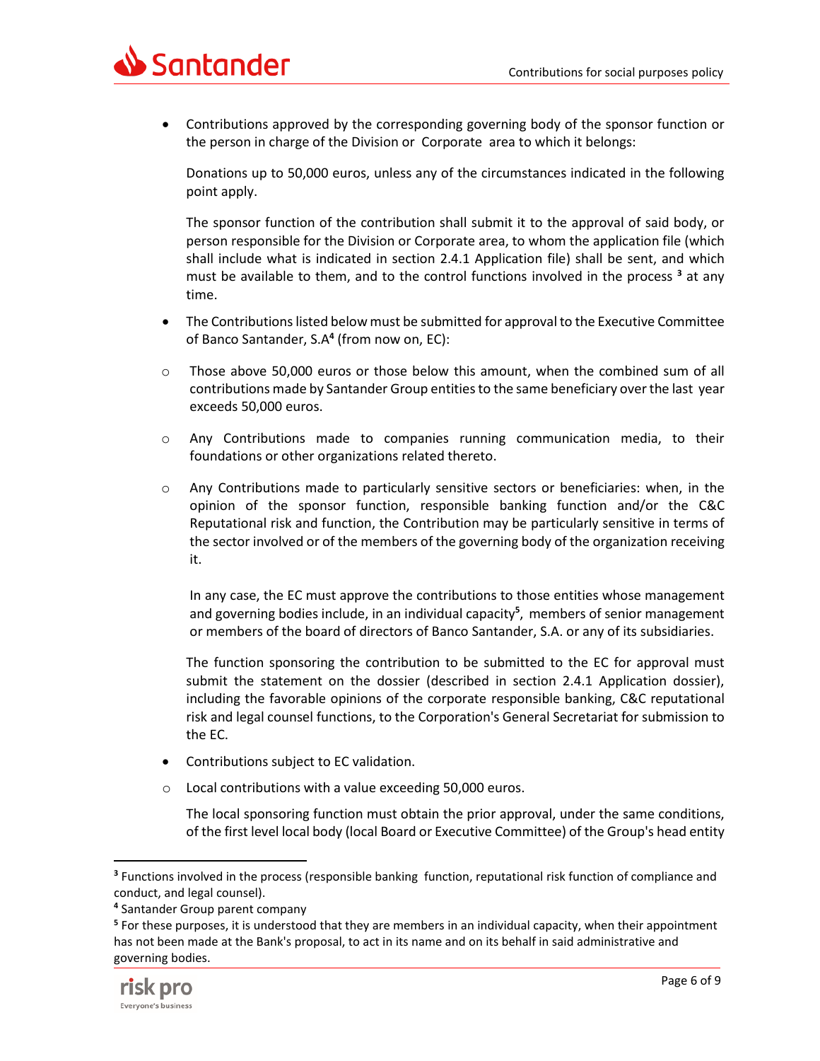- Contributions approved by the corresponding governing body of the sponsor function or the person in charge of the Division or Corporate area to which it belongs:

  Donations up to 50,000 euros, unless any of the circumstances indicated in the following point apply.

  The sponsor function of the contribution shall submit it to the approval of said body, or person responsible for the Division or Corporate area, to whom the application file (which shall include what is indicated in section 2.4.1 Application file) shall be sent, and which must be available to them, and to the control functions involved in the process [3] at any time.

- The Contributions listed below must be submitted for approval to the Executive Committee of Banco Santander, S.A[4] (from now on, EC):

  - Those above 50,000 euros or those below this amount, when the combined sum of all contributions made by Santander Group entities to the same beneficiary over the last year exceeds 50,000 euros.

  - Any Contributions made to companies running communication media, to their foundations or other organizations related thereto.

  - Any Contributions made to particularly sensitive sectors or beneficiaries: when, in the opinion of the sponsor function, responsible banking function and/or the C&C Reputational risk and function, the Contribution may be particularly sensitive in terms of the sector involved or of the members of the governing body of the organization receiving it.

    In any case, the EC must approve the contributions to those entities whose management and governing bodies include, in an individual capacity[5], members of senior management or members of the board of directors of Banco Santander, S.A. or any of its subsidiaries.

  The function sponsoring the contribution to be submitted to the EC for approval must submit the statement on the dossier (described in section 2.4.1 Application dossier), including the favorable opinions of the corporate responsible banking, C&C reputational risk and legal counsel functions, to the Corporation's General Secretariat for submission to the EC.

- Contributions subject to EC validation.

  - Local contributions with a value exceeding 50,000 euros.

  The local sponsoring function must obtain the prior approval, under the same conditions, of the first level local body (local Board or Executive Committee) of the Group's head entity

---

[3] Functions involved in the process (responsible banking function, reputational risk function of compliance and conduct, and legal counsel).

[4] Santander Group parent company

[5] For these purposes, it is understood that they are members in an individual capacity, when their appointment has not been made at the Bank's proposal, to act in its name and on its behalf in said administrative and governing bodies.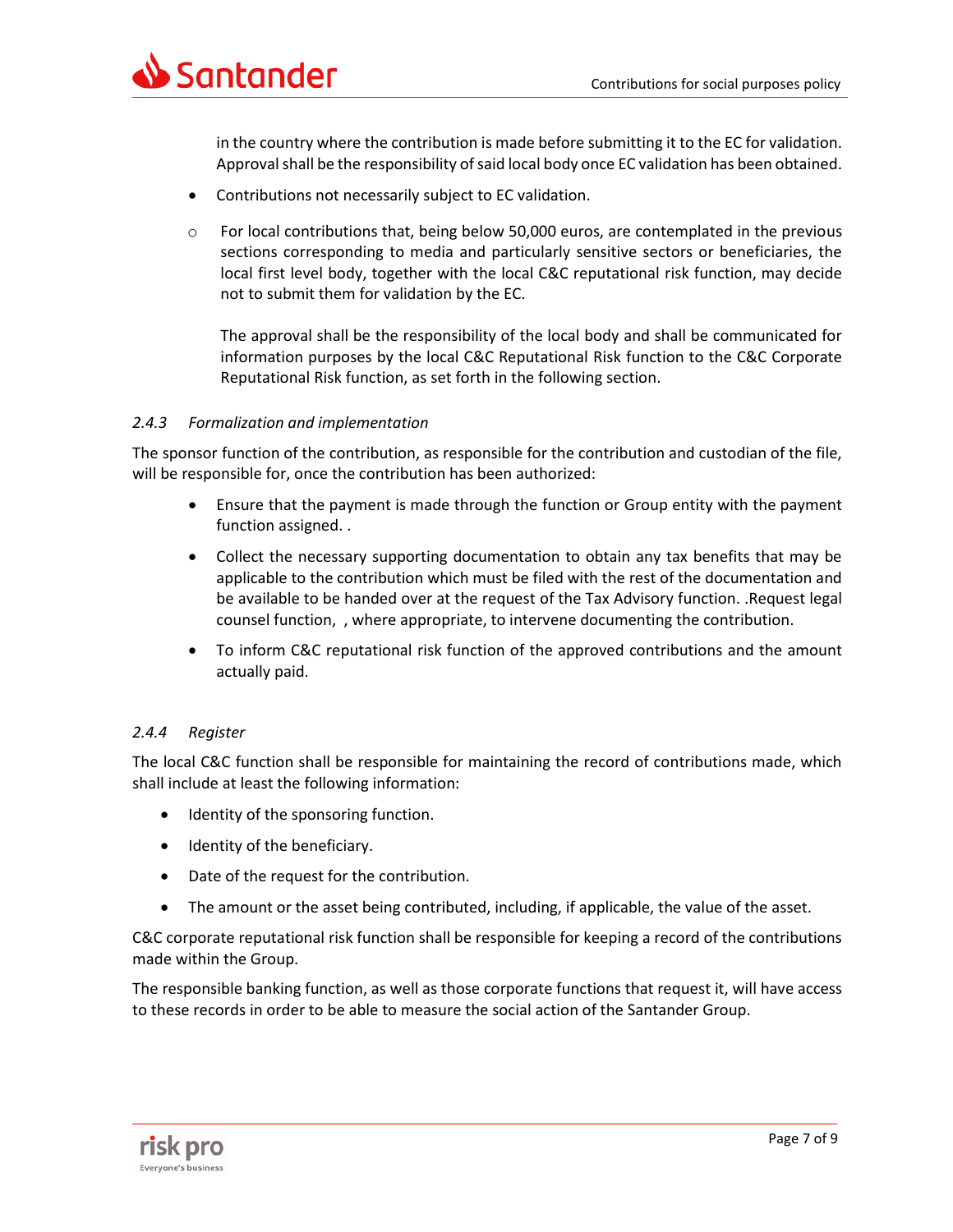in the country where the contribution is made before submitting it to the EC for validation. Approval shall be the responsibility of said local body once EC validation has been obtained.

- Contributions not necessarily subject to EC validation.

  - For local contributions that, being below 50,000 euros, are contemplated in the previous sections corresponding to media and particularly sensitive sectors or beneficiaries, the local first level body, together with the local C&C reputational risk function, may decide not to submit them for validation by the EC.

    The approval shall be the responsibility of the local body and shall be communicated for information purposes by the local C&C Reputational Risk function to the C&C Corporate Reputational Risk function, as set forth in the following section.

#### *2.4.3 Formalization and implementation*

The sponsor function of the contribution, as responsible for the contribution and custodian of the file, will be responsible for, once the contribution has been authorized:

- Ensure that the payment is made through the function or Group entity with the payment function assigned. .
- Collect the necessary supporting documentation to obtain any tax benefits that may be applicable to the contribution which must be filed with the rest of the documentation and be available to be handed over at the request of the Tax Advisory function. .Request legal counsel function, , where appropriate, to intervene documenting the contribution.
- To inform C&C reputational risk function of the approved contributions and the amount actually paid.

#### *2.4.4 Register*

The local C&C function shall be responsible for maintaining the record of contributions made, which shall include at least the following information:

- Identity of the sponsoring function.
- Identity of the beneficiary.
- Date of the request for the contribution.
- The amount or the asset being contributed, including, if applicable, the value of the asset.

C&C corporate reputational risk function shall be responsible for keeping a record of the contributions made within the Group.

The responsible banking function, as well as those corporate functions that request it, will have access to these records in order to be able to measure the social action of the Santander Group.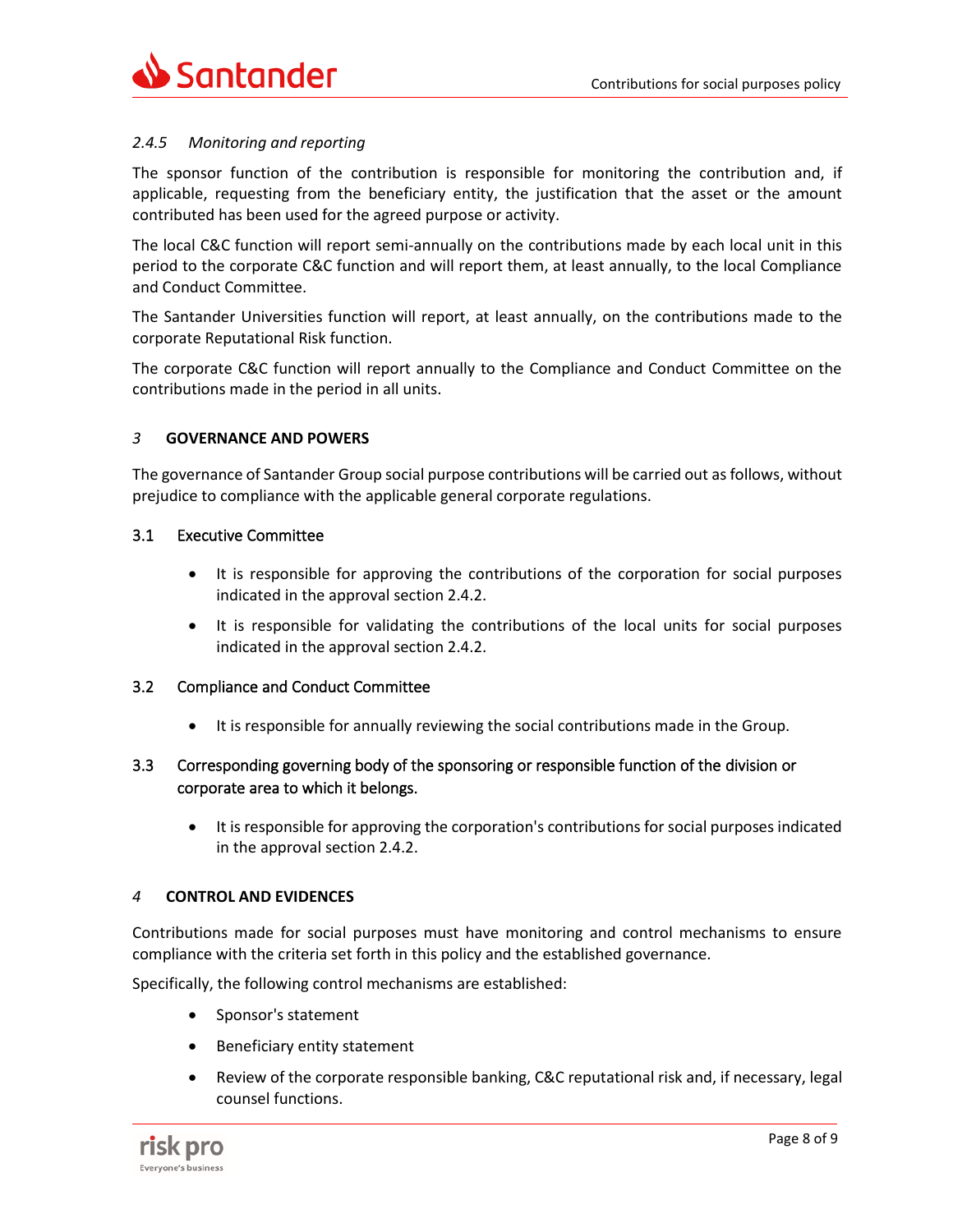### *2.4.5 Monitoring and reporting*

The sponsor function of the contribution is responsible for monitoring the contribution and, if applicable, requesting from the beneficiary entity, the justification that the asset or the amount contributed has been used for the agreed purpose or activity.

The local C&C function will report semi-annually on the contributions made by each local unit in this period to the corporate C&C function and will report them, at least annually, to the local Compliance and Conduct Committee.

The Santander Universities function will report, at least annually, on the contributions made to the corporate Reputational Risk function.

The corporate C&C function will report annually to the Compliance and Conduct Committee on the contributions made in the period in all units.

## *3* **GOVERNANCE AND POWERS**

The governance of Santander Group social purpose contributions will be carried out as follows, without prejudice to compliance with the applicable general corporate regulations.

### 3.1 Executive Committee

- It is responsible for approving the contributions of the corporation for social purposes indicated in the approval section 2.4.2.
- It is responsible for validating the contributions of the local units for social purposes indicated in the approval section 2.4.2.

### 3.2 Compliance and Conduct Committee

- It is responsible for annually reviewing the social contributions made in the Group.

### 3.3 Corresponding governing body of the sponsoring or responsible function of the division or corporate area to which it belongs.

- It is responsible for approving the corporation's contributions for social purposes indicated in the approval section 2.4.2.

## *4* **CONTROL AND EVIDENCES**

Contributions made for social purposes must have monitoring and control mechanisms to ensure compliance with the criteria set forth in this policy and the established governance.

Specifically, the following control mechanisms are established:

- Sponsor's statement
- Beneficiary entity statement
- Review of the corporate responsible banking, C&C reputational risk and, if necessary, legal counsel functions.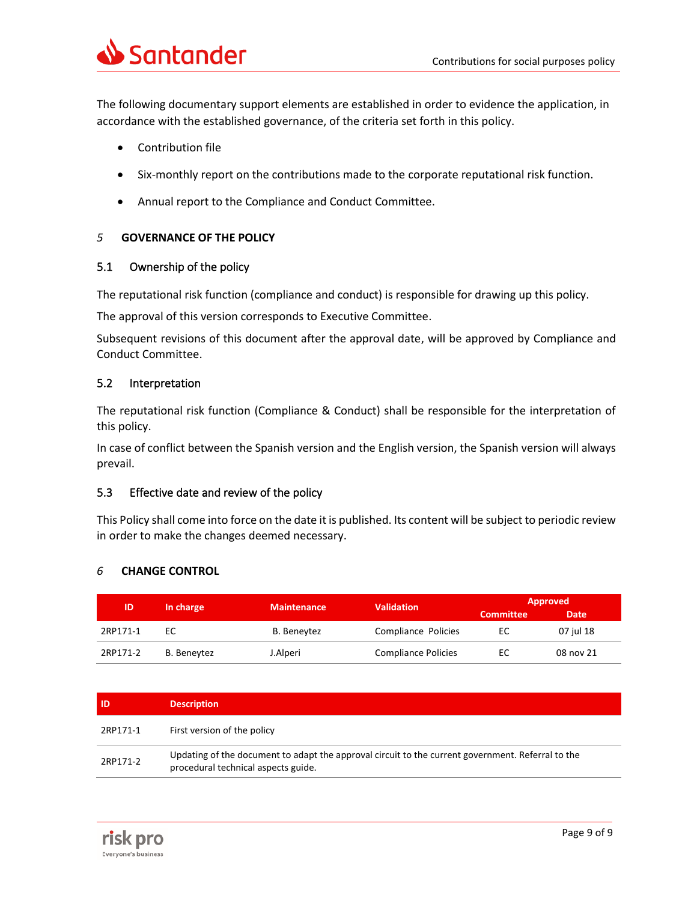The following documentary support elements are established in order to evidence the application, in accordance with the established governance, of the criteria set forth in this policy.

- Contribution file
- Six-monthly report on the contributions made to the corporate reputational risk function.
- Annual report to the Compliance and Conduct Committee.

## 5 GOVERNANCE OF THE POLICY

### 5.1 Ownership of the policy

The reputational risk function (compliance and conduct) is responsible for drawing up this policy.

The approval of this version corresponds to Executive Committee.

Subsequent revisions of this document after the approval date, will be approved by Compliance and Conduct Committee.

### 5.2 Interpretation

The reputational risk function (Compliance & Conduct) shall be responsible for the interpretation of this policy.

In case of conflict between the Spanish version and the English version, the Spanish version will always prevail.

### 5.3 Effective date and review of the policy

This Policy shall come into force on the date it is published. Its content will be subject to periodic review in order to make the changes deemed necessary.

## 6 CHANGE CONTROL

| ID | In charge | Maintenance | Validation | Approved | |
|---|---|---|---|---|---|
| | | | | Committee | Date |
| 2RP171-1 | EC | B. Beneytez | Compliance Policies | EC | 07 jul 18 |
| 2RP171-2 | B. Beneytez | J.Alperi | Compliance Policies | EC | 08 nov 21 |

| ID | Description |
|---|---|
| 2RP171-1 | First version of the policy |
| 2RP171-2 | Updating of the document to adapt the approval circuit to the current government. Referral to the procedural technical aspects guide. |